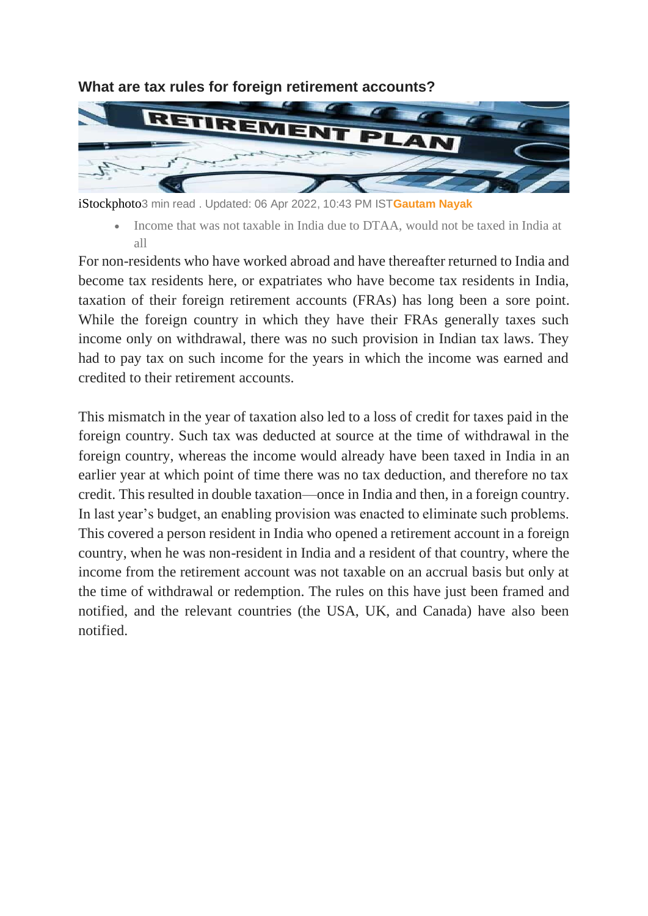### What are tax rules for foreign retirement accounts?

iStockphoto3 min read . Updated: 06 Apr 2022, 10:43 PM IST**Gautam Nayak**

- Income that was not taxable in India due to DTAA, would not be taxed in India at all

For non-residents who have worked abroad and have thereafter returned to India and become tax residents here, or expatriates who have become tax residents in India, taxation of their foreign retirement accounts (FRAs) has long been a sore point. While the foreign country in which they have their FRAs generally taxes such income only on withdrawal, there was no such provision in Indian tax laws. They had to pay tax on such income for the years in which the income was earned and credited to their retirement accounts.

This mismatch in the year of taxation also led to a loss of credit for taxes paid in the foreign country. Such tax was deducted at source at the time of withdrawal in the foreign country, whereas the income would already have been taxed in India in an earlier year at which point of time there was no tax deduction, and therefore no tax credit. This resulted in double taxation—once in India and then, in a foreign country. In last year's budget, an enabling provision was enacted to eliminate such problems. This covered a person resident in India who opened a retirement account in a foreign country, when he was non-resident in India and a resident of that country, where the income from the retirement account was not taxable on an accrual basis but only at the time of withdrawal or redemption. The rules on this have just been framed and notified, and the relevant countries (the USA, UK, and Canada) have also been notified.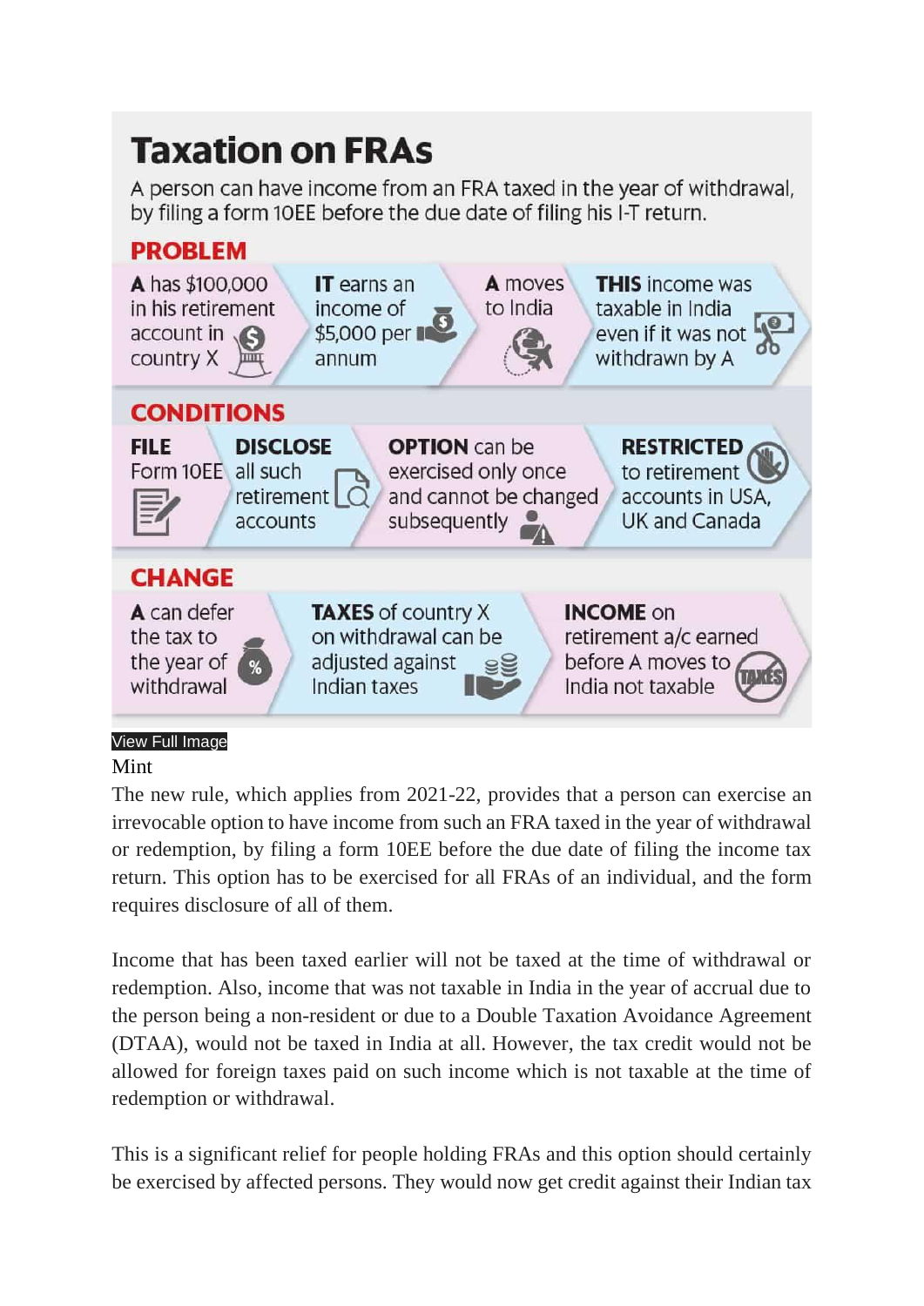## Taxation on FRAs

A person can have income from an FRA taxed in the year of withdrawal, by filing a form 10EE before the due date of filing his I-T return.

### PROBLEM

- **A** has $100,000 in his retirement account in country X
- **IT** earns an income of $5,000 per annum
- **A** moves to India
- **THIS** income was taxable in India even if it was not withdrawn by A

### CONDITIONS

- **FILE** Form 10EE
- **DISCLOSE** all such retirement accounts
- **OPTION** can be exercised only once and cannot be changed subsequently
- **RESTRICTED** to retirement accounts in USA, UK and Canada

### CHANGE

- **A** can defer the tax to the year of withdrawal
- **TAXES** of country X on withdrawal can be adjusted against Indian taxes
- **INCOME** on retirement a/c earned before A moves to India not taxable

View Full Image

Mint

The new rule, which applies from 2021-22, provides that a person can exercise an irrevocable option to have income from such an FRA taxed in the year of withdrawal or redemption, by filing a form 10EE before the due date of filing the income tax return. This option has to be exercised for all FRAs of an individual, and the form requires disclosure of all of them.

Income that has been taxed earlier will not be taxed at the time of withdrawal or redemption. Also, income that was not taxable in India in the year of accrual due to the person being a non-resident or due to a Double Taxation Avoidance Agreement (DTAA), would not be taxed in India at all. However, the tax credit would not be allowed for foreign taxes paid on such income which is not taxable at the time of redemption or withdrawal.

This is a significant relief for people holding FRAs and this option should certainly be exercised by affected persons. They would now get credit against their Indian tax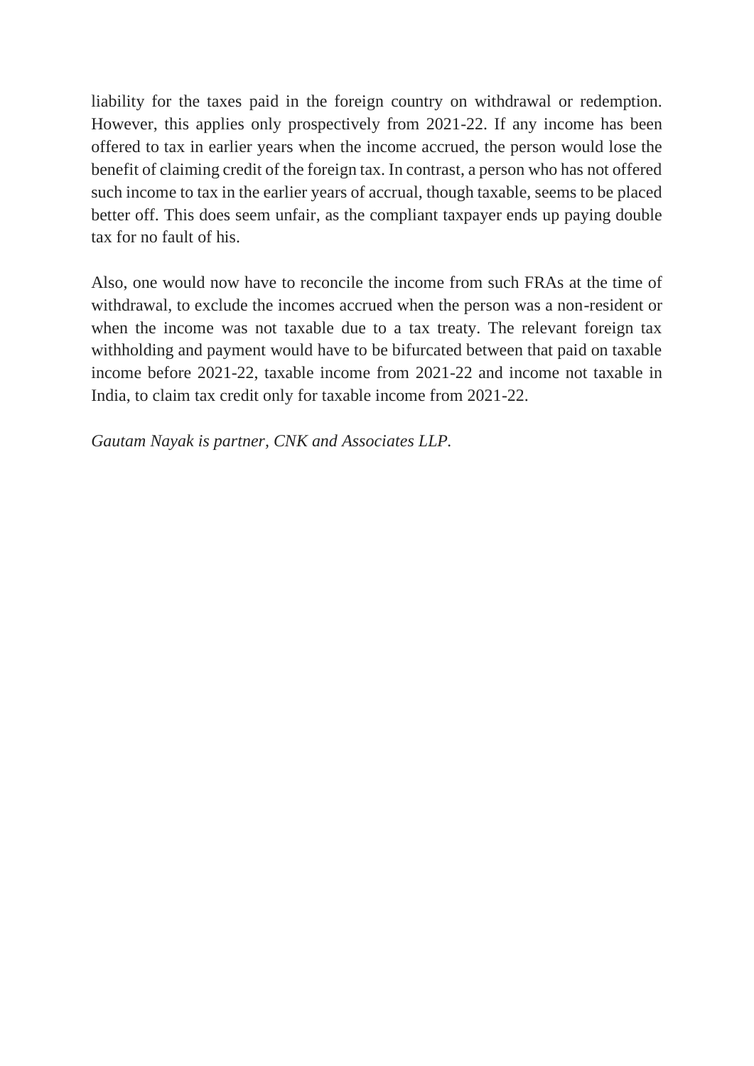liability for the taxes paid in the foreign country on withdrawal or redemption. However, this applies only prospectively from 2021-22. If any income has been offered to tax in earlier years when the income accrued, the person would lose the benefit of claiming credit of the foreign tax. In contrast, a person who has not offered such income to tax in the earlier years of accrual, though taxable, seems to be placed better off. This does seem unfair, as the compliant taxpayer ends up paying double tax for no fault of his.

Also, one would now have to reconcile the income from such FRAs at the time of withdrawal, to exclude the incomes accrued when the person was a non-resident or when the income was not taxable due to a tax treaty. The relevant foreign tax withholding and payment would have to be bifurcated between that paid on taxable income before 2021-22, taxable income from 2021-22 and income not taxable in India, to claim tax credit only for taxable income from 2021-22.

*Gautam Nayak is partner, CNK and Associates LLP.*